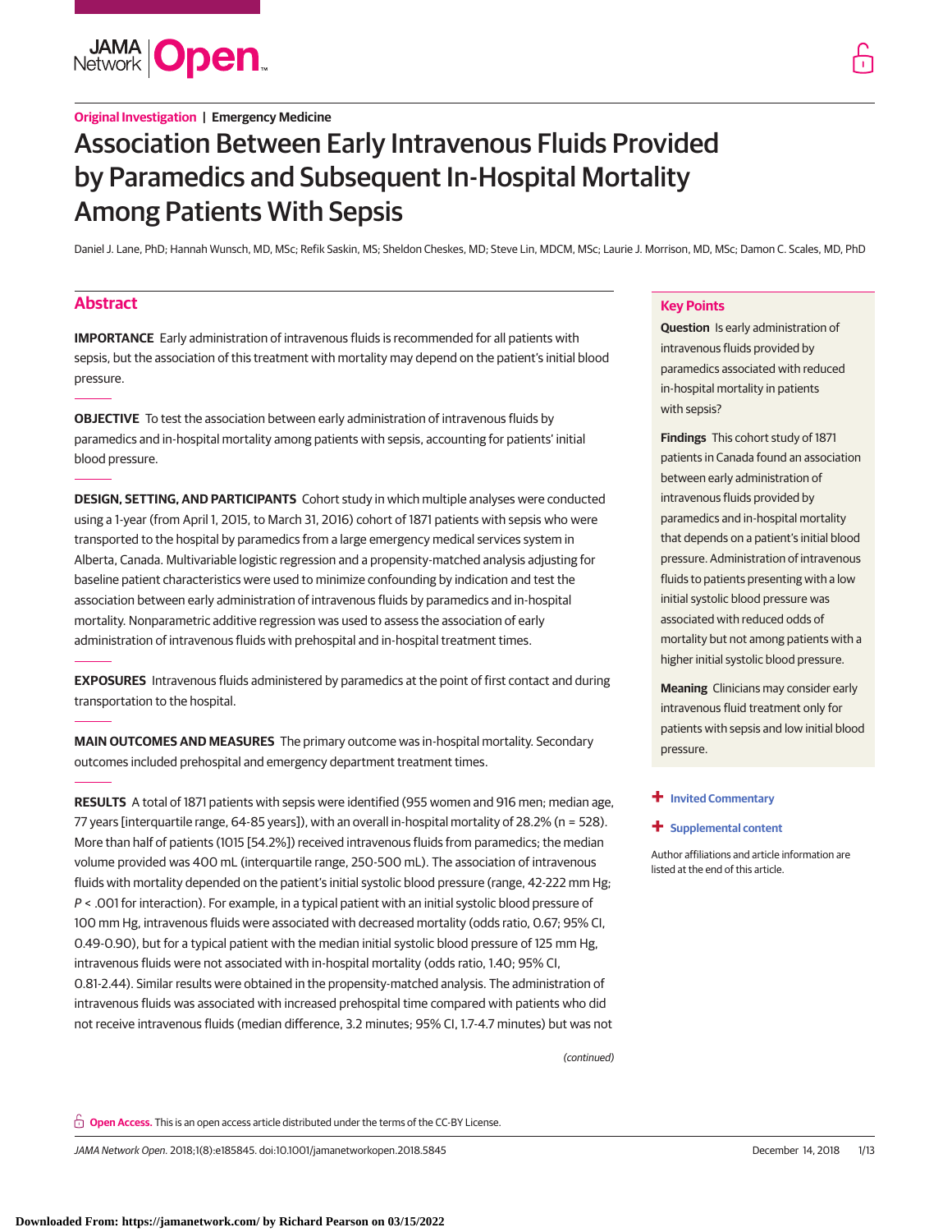Original Investigation | Emergency Medicine

# Association Between Early Intravenous Fluids Provided by Paramedics and Subsequent In-Hospital Mortality Among Patients With Sepsis

Daniel J. Lane, PhD; Hannah Wunsch, MD, MSc; Refik Saskin, MS; Sheldon Cheskes, MD; Steve Lin, MDCM, MSc; Laurie J. Morrison, MD, MSc; Damon C. Scales, MD, PhD

## Abstract

**IMPORTANCE** Early administration of intravenous fluids is recommended for all patients with sepsis, but the association of this treatment with mortality may depend on the patient's initial blood pressure.

**OBJECTIVE** To test the association between early administration of intravenous fluids by paramedics and in-hospital mortality among patients with sepsis, accounting for patients' initial blood pressure.

**DESIGN, SETTING, AND PARTICIPANTS** Cohort study in which multiple analyses were conducted using a 1-year (from April 1, 2015, to March 31, 2016) cohort of 1871 patients with sepsis who were transported to the hospital by paramedics from a large emergency medical services system in Alberta, Canada. Multivariable logistic regression and a propensity-matched analysis adjusting for baseline patient characteristics were used to minimize confounding by indication and test the association between early administration of intravenous fluids by paramedics and in-hospital mortality. Nonparametric additive regression was used to assess the association of early administration of intravenous fluids with prehospital and in-hospital treatment times.

**EXPOSURES** Intravenous fluids administered by paramedics at the point of first contact and during transportation to the hospital.

**MAIN OUTCOMES AND MEASURES** The primary outcome was in-hospital mortality. Secondary outcomes included prehospital and emergency department treatment times.

**RESULTS** A total of 1871 patients with sepsis were identified (955 women and 916 men; median age, 77 years [interquartile range, 64-85 years]), with an overall in-hospital mortality of 28.2% (n = 528). More than half of patients (1015 [54.2%]) received intravenous fluids from paramedics; the median volume provided was 400 mL (interquartile range, 250-500 mL). The association of intravenous fluids with mortality depended on the patient's initial systolic blood pressure (range, 42-222 mm Hg; $P < .001$ for interaction). For example, in a typical patient with an initial systolic blood pressure of 100 mm Hg, intravenous fluids were associated with decreased mortality (odds ratio, 0.67; 95% CI, 0.49-0.90), but for a typical patient with the median initial systolic blood pressure of 125 mm Hg, intravenous fluids were not associated with in-hospital mortality (odds ratio, 1.40; 95% CI, 0.81-2.44). Similar results were obtained in the propensity-matched analysis. The administration of intravenous fluids was associated with increased prehospital time compared with patients who did not receive intravenous fluids (median difference, 3.2 minutes; 95% CI, 1.7-4.7 minutes) but was not

*(continued)*

## Key Points

**Question** Is early administration of intravenous fluids provided by paramedics associated with reduced in-hospital mortality in patients with sepsis?

**Findings** This cohort study of 1871 patients in Canada found an association between early administration of intravenous fluids provided by paramedics and in-hospital mortality that depends on a patient's initial blood pressure. Administration of intravenous fluids to patients presenting with a low initial systolic blood pressure was associated with reduced odds of mortality but not among patients with a higher initial systolic blood pressure.

**Meaning** Clinicians may consider early intravenous fluid treatment only for patients with sepsis and low initial blood pressure.

+ Invited Commentary

+ Supplemental content

Author affiliations and article information are listed at the end of this article.

**Open Access.** This is an open access article distributed under the terms of the CC-BY License.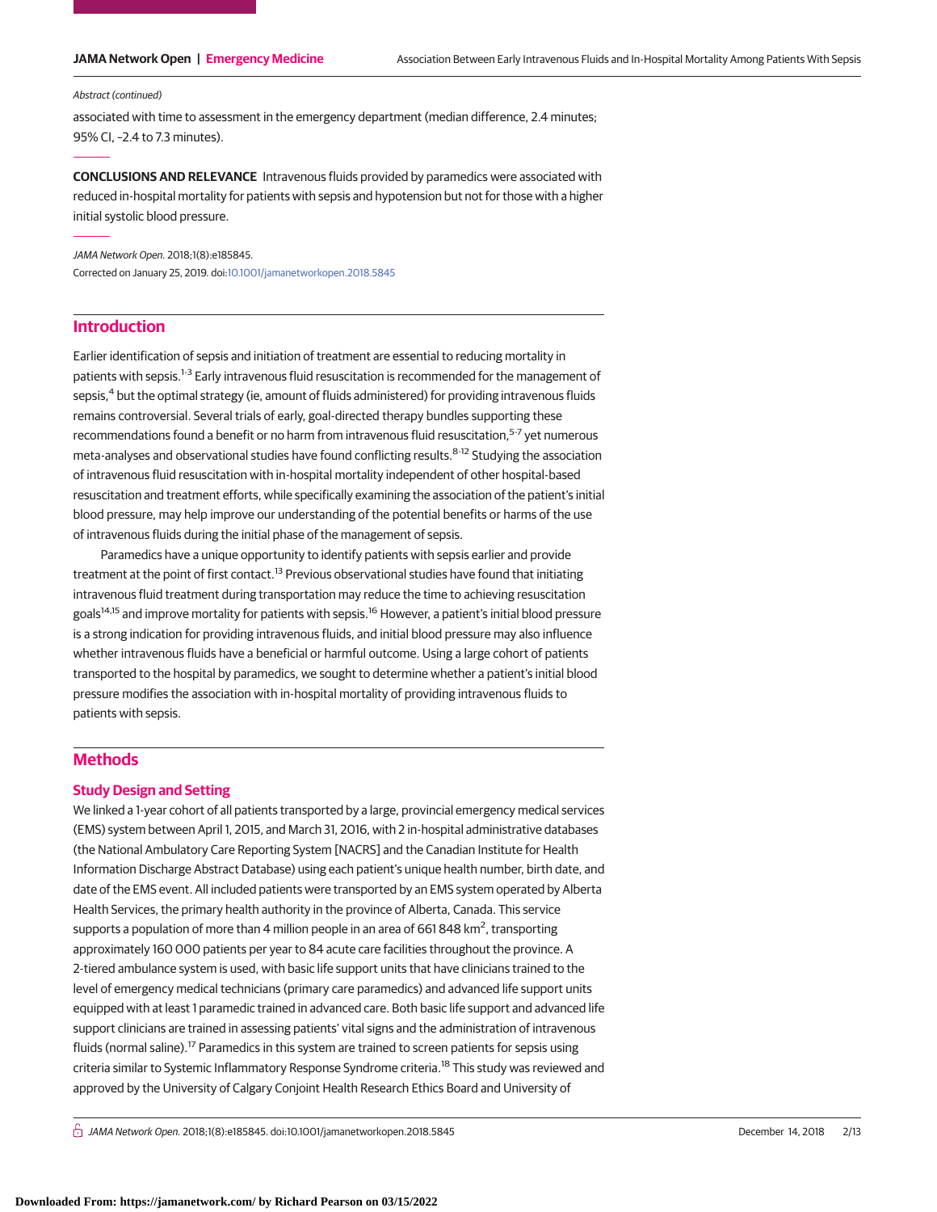*Abstract (continued)*

associated with time to assessment in the emergency department (median difference, 2.4 minutes; 95% CI, −2.4 to 7.3 minutes).

**CONCLUSIONS AND RELEVANCE** Intravenous fluids provided by paramedics were associated with reduced in-hospital mortality for patients with sepsis and hypotension but not for those with a higher initial systolic blood pressure.

*JAMA Network Open.* 2018;1(8):e185845.
Corrected on January 25, 2019. doi:10.1001/jamanetworkopen.2018.5845

## Introduction

Earlier identification of sepsis and initiation of treatment are essential to reducing mortality in patients with sepsis.[1-3] Early intravenous fluid resuscitation is recommended for the management of sepsis,[4] but the optimal strategy (ie, amount of fluids administered) for providing intravenous fluids remains controversial. Several trials of early, goal-directed therapy bundles supporting these recommendations found a benefit or no harm from intravenous fluid resuscitation,[5-7] yet numerous meta-analyses and observational studies have found conflicting results.[8-12] Studying the association of intravenous fluid resuscitation with in-hospital mortality independent of other hospital-based resuscitation and treatment efforts, while specifically examining the association of the patient's initial blood pressure, may help improve our understanding of the potential benefits or harms of the use of intravenous fluids during the initial phase of the management of sepsis.

Paramedics have a unique opportunity to identify patients with sepsis earlier and provide treatment at the point of first contact.[13] Previous observational studies have found that initiating intravenous fluid treatment during transportation may reduce the time to achieving resuscitation goals[14,15] and improve mortality for patients with sepsis.[16] However, a patient's initial blood pressure is a strong indication for providing intravenous fluids, and initial blood pressure may also influence whether intravenous fluids have a beneficial or harmful outcome. Using a large cohort of patients transported to the hospital by paramedics, we sought to determine whether a patient's initial blood pressure modifies the association with in-hospital mortality of providing intravenous fluids to patients with sepsis.

## Methods

### Study Design and Setting

We linked a 1-year cohort of all patients transported by a large, provincial emergency medical services (EMS) system between April 1, 2015, and March 31, 2016, with 2 in-hospital administrative databases (the National Ambulatory Care Reporting System [NACRS] and the Canadian Institute for Health Information Discharge Abstract Database) using each patient's unique health number, birth date, and date of the EMS event. All included patients were transported by an EMS system operated by Alberta Health Services, the primary health authority in the province of Alberta, Canada. This service supports a population of more than 4 million people in an area of 661 848 km$^2$, transporting approximately 160 000 patients per year to 84 acute care facilities throughout the province. A 2-tiered ambulance system is used, with basic life support units that have clinicians trained to the level of emergency medical technicians (primary care paramedics) and advanced life support units equipped with at least 1 paramedic trained in advanced care. Both basic life support and advanced life support clinicians are trained in assessing patients' vital signs and the administration of intravenous fluids (normal saline).[17] Paramedics in this system are trained to screen patients for sepsis using criteria similar to Systemic Inflammatory Response Syndrome criteria.[18] This study was reviewed and approved by the University of Calgary Conjoint Health Research Ethics Board and University of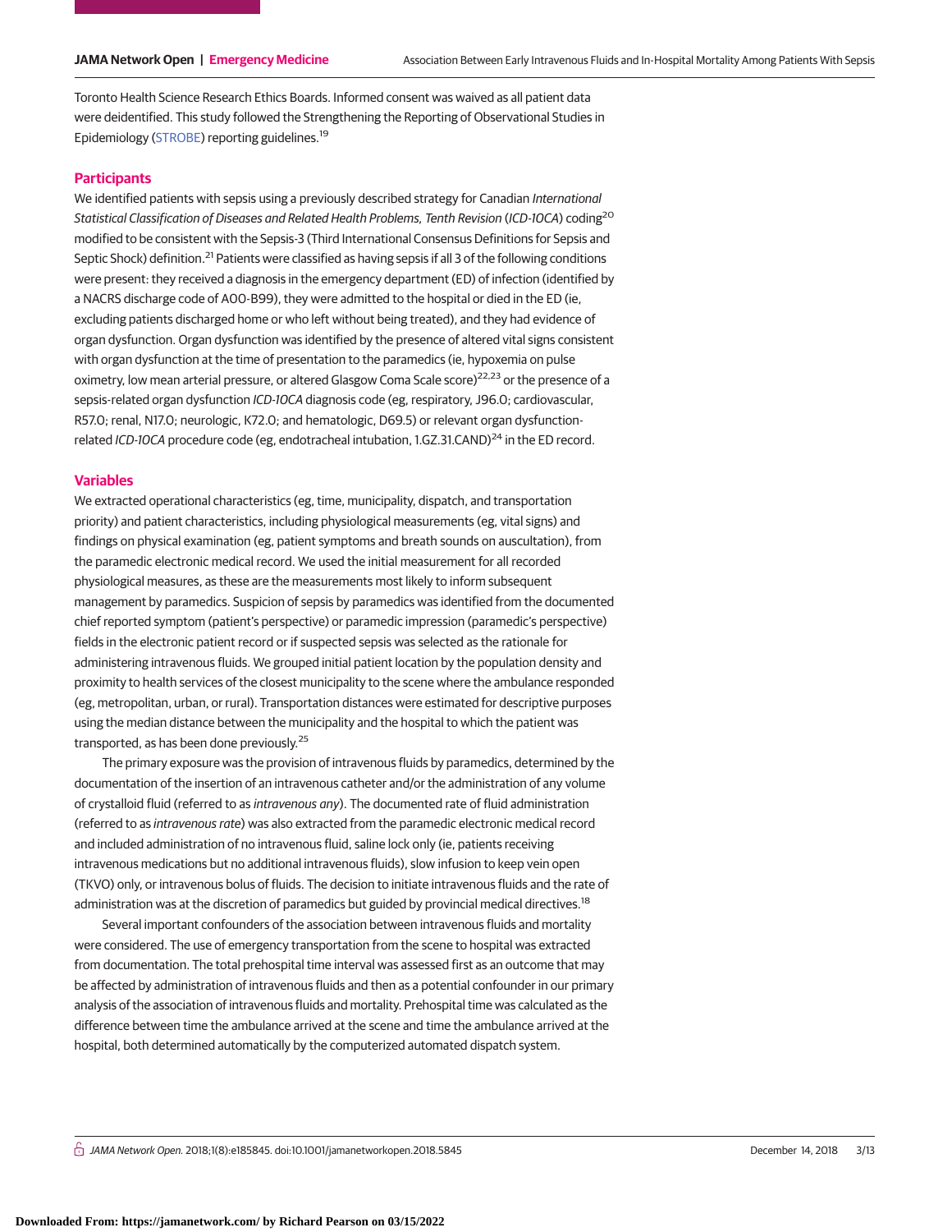Toronto Health Science Research Ethics Boards. Informed consent was waived as all patient data were deidentified. This study followed the Strengthening the Reporting of Observational Studies in Epidemiology (STROBE) reporting guidelines.[19]

## Participants

We identified patients with sepsis using a previously described strategy for Canadian *International Statistical Classification of Diseases and Related Health Problems, Tenth Revision* (*ICD-10CA*) coding[20] modified to be consistent with the Sepsis-3 (Third International Consensus Definitions for Sepsis and Septic Shock) definition.[21] Patients were classified as having sepsis if all 3 of the following conditions were present: they received a diagnosis in the emergency department (ED) of infection (identified by a NACRS discharge code of A00-B99), they were admitted to the hospital or died in the ED (ie, excluding patients discharged home or who left without being treated), and they had evidence of organ dysfunction. Organ dysfunction was identified by the presence of altered vital signs consistent with organ dysfunction at the time of presentation to the paramedics (ie, hypoxemia on pulse oximetry, low mean arterial pressure, or altered Glasgow Coma Scale score)[22,23] or the presence of a sepsis-related organ dysfunction *ICD-10CA* diagnosis code (eg, respiratory, J96.0; cardiovascular, R57.0; renal, N17.0; neurologic, K72.0; and hematologic, D69.5) or relevant organ dysfunction-related *ICD-10CA* procedure code (eg, endotracheal intubation, 1.GZ.31.CAND)[24] in the ED record.

## Variables

We extracted operational characteristics (eg, time, municipality, dispatch, and transportation priority) and patient characteristics, including physiological measurements (eg, vital signs) and findings on physical examination (eg, patient symptoms and breath sounds on auscultation), from the paramedic electronic medical record. We used the initial measurement for all recorded physiological measures, as these are the measurements most likely to inform subsequent management by paramedics. Suspicion of sepsis by paramedics was identified from the documented chief reported symptom (patient's perspective) or paramedic impression (paramedic's perspective) fields in the electronic patient record or if suspected sepsis was selected as the rationale for administering intravenous fluids. We grouped initial patient location by the population density and proximity to health services of the closest municipality to the scene where the ambulance responded (eg, metropolitan, urban, or rural). Transportation distances were estimated for descriptive purposes using the median distance between the municipality and the hospital to which the patient was transported, as has been done previously.[25]

The primary exposure was the provision of intravenous fluids by paramedics, determined by the documentation of the insertion of an intravenous catheter and/or the administration of any volume of crystalloid fluid (referred to as *intravenous any*). The documented rate of fluid administration (referred to as *intravenous rate*) was also extracted from the paramedic electronic medical record and included administration of no intravenous fluid, saline lock only (ie, patients receiving intravenous medications but no additional intravenous fluids), slow infusion to keep vein open (TKVO) only, or intravenous bolus of fluids. The decision to initiate intravenous fluids and the rate of administration was at the discretion of paramedics but guided by provincial medical directives.[18]

Several important confounders of the association between intravenous fluids and mortality were considered. The use of emergency transportation from the scene to hospital was extracted from documentation. The total prehospital time interval was assessed first as an outcome that may be affected by administration of intravenous fluids and then as a potential confounder in our primary analysis of the association of intravenous fluids and mortality. Prehospital time was calculated as the difference between time the ambulance arrived at the scene and time the ambulance arrived at the hospital, both determined automatically by the computerized automated dispatch system.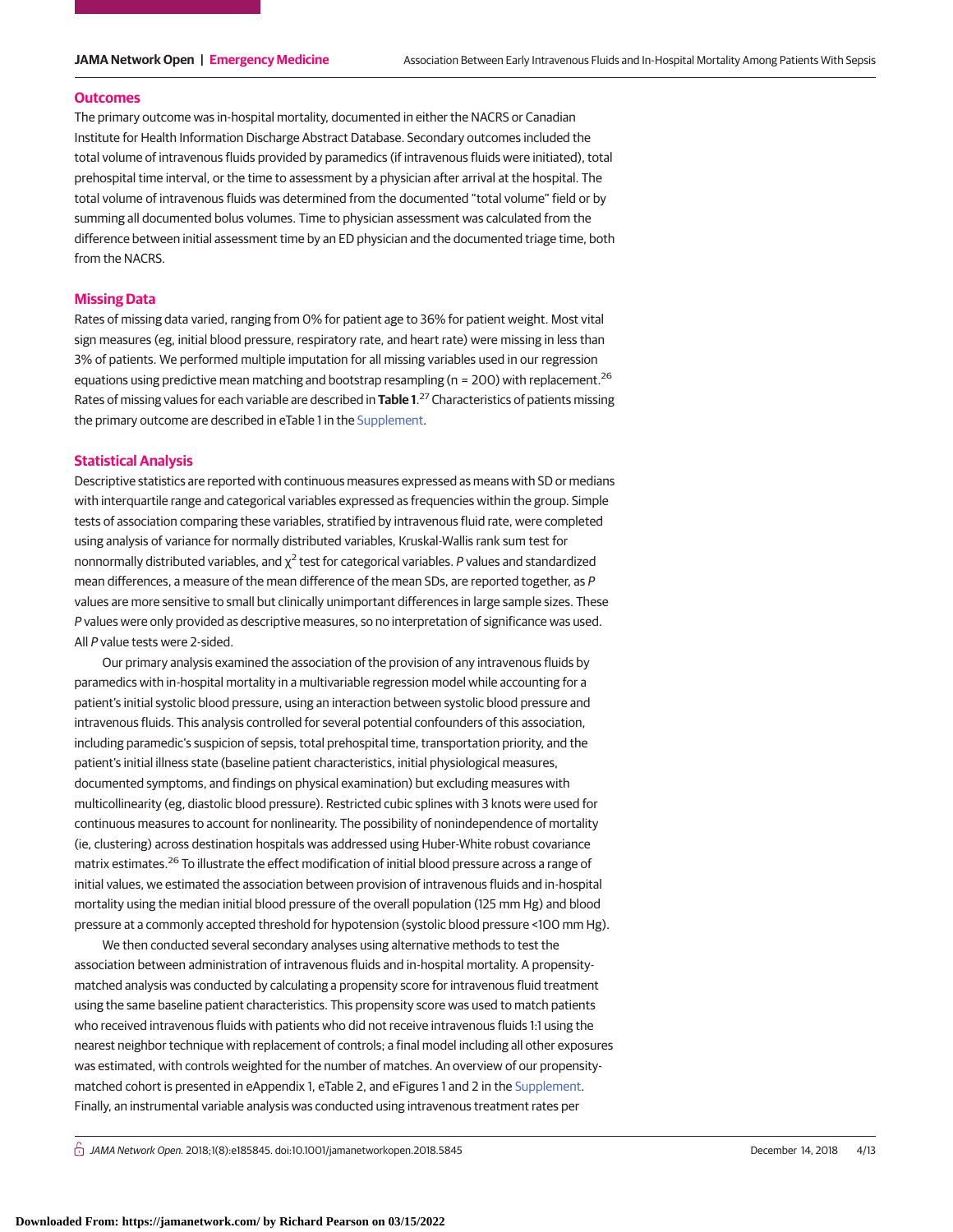## Outcomes

The primary outcome was in-hospital mortality, documented in either the NACRS or Canadian Institute for Health Information Discharge Abstract Database. Secondary outcomes included the total volume of intravenous fluids provided by paramedics (if intravenous fluids were initiated), total prehospital time interval, or the time to assessment by a physician after arrival at the hospital. The total volume of intravenous fluids was determined from the documented "total volume" field or by summing all documented bolus volumes. Time to physician assessment was calculated from the difference between initial assessment time by an ED physician and the documented triage time, both from the NACRS.

## Missing Data

Rates of missing data varied, ranging from 0% for patient age to 36% for patient weight. Most vital sign measures (eg, initial blood pressure, respiratory rate, and heart rate) were missing in less than 3% of patients. We performed multiple imputation for all missing variables used in our regression equations using predictive mean matching and bootstrap resampling (n = 200) with replacement.[26] Rates of missing values for each variable are described in **Table 1**.[27] Characteristics of patients missing the primary outcome are described in eTable 1 in the Supplement.

## Statistical Analysis

Descriptive statistics are reported with continuous measures expressed as means with SD or medians with interquartile range and categorical variables expressed as frequencies within the group. Simple tests of association comparing these variables, stratified by intravenous fluid rate, were completed using analysis of variance for normally distributed variables, Kruskal-Wallis rank sum test for nonnormally distributed variables, and $\chi^2$ test for categorical variables. *P* values and standardized mean differences, a measure of the mean difference of the mean SDs, are reported together, as *P* values are more sensitive to small but clinically unimportant differences in large sample sizes. These *P* values were only provided as descriptive measures, so no interpretation of significance was used. All *P* value tests were 2-sided.

Our primary analysis examined the association of the provision of any intravenous fluids by paramedics with in-hospital mortality in a multivariable regression model while accounting for a patient's initial systolic blood pressure, using an interaction between systolic blood pressure and intravenous fluids. This analysis controlled for several potential confounders of this association, including paramedic's suspicion of sepsis, total prehospital time, transportation priority, and the patient's initial illness state (baseline patient characteristics, initial physiological measures, documented symptoms, and findings on physical examination) but excluding measures with multicollinearity (eg, diastolic blood pressure). Restricted cubic splines with 3 knots were used for continuous measures to account for nonlinearity. The possibility of nonindependence of mortality (ie, clustering) across destination hospitals was addressed using Huber-White robust covariance matrix estimates.[26] To illustrate the effect modification of initial blood pressure across a range of initial values, we estimated the association between provision of intravenous fluids and in-hospital mortality using the median initial blood pressure of the overall population (125 mm Hg) and blood pressure at a commonly accepted threshold for hypotension (systolic blood pressure <100 mm Hg).

We then conducted several secondary analyses using alternative methods to test the association between administration of intravenous fluids and in-hospital mortality. A propensity-matched analysis was conducted by calculating a propensity score for intravenous fluid treatment using the same baseline patient characteristics. This propensity score was used to match patients who received intravenous fluids with patients who did not receive intravenous fluids 1:1 using the nearest neighbor technique with replacement of controls; a final model including all other exposures was estimated, with controls weighted for the number of matches. An overview of our propensity-matched cohort is presented in eAppendix 1, eTable 2, and eFigures 1 and 2 in the Supplement. Finally, an instrumental variable analysis was conducted using intravenous treatment rates per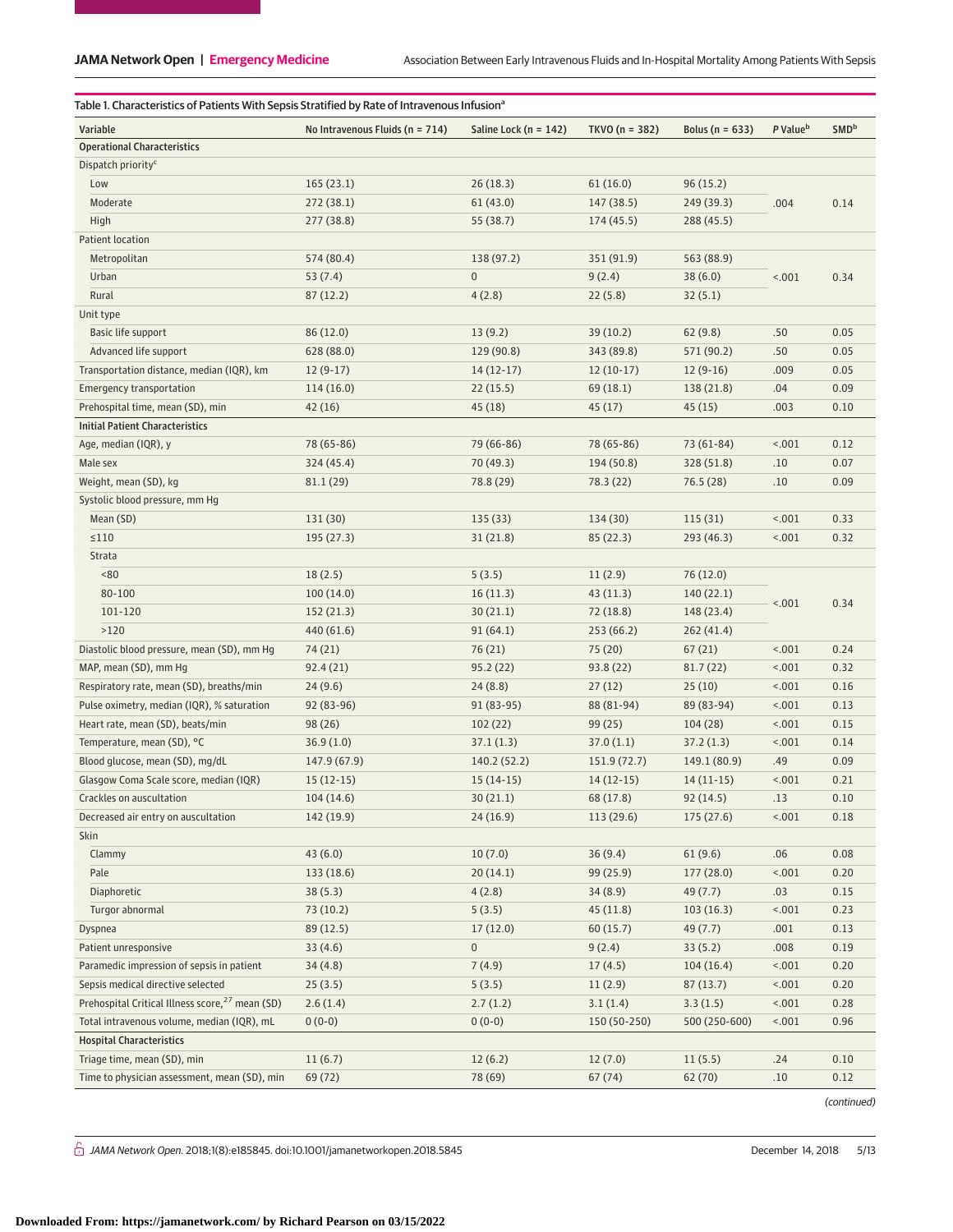Table 1. Characteristics of Patients With Sepsis Stratified by Rate of Intravenous Infusion[a]

| Variable | No Intravenous Fluids (n = 714) | Saline Lock (n = 142) | TKVO (n = 382) | Bolus (n = 633) | P Value[b] | SMD[b] |
|---|---|---|---|---|---|---|
| **Operational Characteristics** | | | | | | |
| Dispatch priority[c] | | | | | | |
| Low | 165 (23.1) | 26 (18.3) | 61 (16.0) | 96 (15.2) | .004 | 0.14 |
| Moderate | 272 (38.1) | 61 (43.0) | 147 (38.5) | 249 (39.3) | | |
| High | 277 (38.8) | 55 (38.7) | 174 (45.5) | 288 (45.5) | | |
| Patient location | | | | | | |
| Metropolitan | 574 (80.4) | 138 (97.2) | 351 (91.9) | 563 (88.9) | <.001 | 0.34 |
| Urban | 53 (7.4) | 0 | 9 (2.4) | 38 (6.0) | | |
| Rural | 87 (12.2) | 4 (2.8) | 22 (5.8) | 32 (5.1) | | |
| Unit type | | | | | | |
| Basic life support | 86 (12.0) | 13 (9.2) | 39 (10.2) | 62 (9.8) | .50 | 0.05 |
| Advanced life support | 628 (88.0) | 129 (90.8) | 343 (89.8) | 571 (90.2) | .50 | 0.05 |
| Transportation distance, median (IQR), km | 12 (9-17) | 14 (12-17) | 12 (10-17) | 12 (9-16) | .009 | 0.05 |
| Emergency transportation | 114 (16.0) | 22 (15.5) | 69 (18.1) | 138 (21.8) | .04 | 0.09 |
| Prehospital time, mean (SD), min | 42 (16) | 45 (18) | 45 (17) | 45 (15) | .003 | 0.10 |
| **Initial Patient Characteristics** | | | | | | |
| Age, median (IQR), y | 78 (65-86) | 79 (66-86) | 78 (65-86) | 73 (61-84) | <.001 | 0.12 |
| Male sex | 324 (45.4) | 70 (49.3) | 194 (50.8) | 328 (51.8) | .10 | 0.07 |
| Weight, mean (SD), kg | 81.1 (29) | 78.8 (29) | 78.3 (22) | 76.5 (28) | .10 | 0.09 |
| Systolic blood pressure, mm Hg | | | | | | |
| Mean (SD) | 131 (30) | 135 (33) | 134 (30) | 115 (31) | <.001 | 0.33 |
| ≤110 | 195 (27.3) | 31 (21.8) | 85 (22.3) | 293 (46.3) | <.001 | 0.32 |
| Strata | | | | | | |
| <80 | 18 (2.5) | 5 (3.5) | 11 (2.9) | 76 (12.0) | <.001 | 0.34 |
| 80-100 | 100 (14.0) | 16 (11.3) | 43 (11.3) | 140 (22.1) | | |
| 101-120 | 152 (21.3) | 30 (21.1) | 72 (18.8) | 148 (23.4) | | |
| >120 | 440 (61.6) | 91 (64.1) | 253 (66.2) | 262 (41.4) | | |
| Diastolic blood pressure, mean (SD), mm Hg | 74 (21) | 76 (21) | 75 (20) | 67 (21) | <.001 | 0.24 |
| MAP, mean (SD), mm Hg | 92.4 (21) | 95.2 (22) | 93.8 (22) | 81.7 (22) | <.001 | 0.32 |
| Respiratory rate, mean (SD), breaths/min | 24 (9.6) | 24 (8.8) | 27 (12) | 25 (10) | <.001 | 0.16 |
| Pulse oximetry, median (IQR), % saturation | 92 (83-96) | 91 (83-95) | 88 (81-94) | 89 (83-94) | <.001 | 0.13 |
| Heart rate, mean (SD), beats/min | 98 (26) | 102 (22) | 99 (25) | 104 (28) | <.001 | 0.15 |
| Temperature, mean (SD), °C | 36.9 (1.0) | 37.1 (1.3) | 37.0 (1.1) | 37.2 (1.3) | <.001 | 0.14 |
| Blood glucose, mean (SD), mg/dL | 147.9 (67.9) | 140.2 (52.2) | 151.9 (72.7) | 149.1 (80.9) | .49 | 0.09 |
| Glasgow Coma Scale score, median (IQR) | 15 (12-15) | 15 (14-15) | 14 (12-15) | 14 (11-15) | <.001 | 0.21 |
| Crackles on auscultation | 104 (14.6) | 30 (21.1) | 68 (17.8) | 92 (14.5) | .13 | 0.10 |
| Decreased air entry on auscultation | 142 (19.9) | 24 (16.9) | 113 (29.6) | 175 (27.6) | <.001 | 0.18 |
| Skin | | | | | | |
| Clammy | 43 (6.0) | 10 (7.0) | 36 (9.4) | 61 (9.6) | .06 | 0.08 |
| Pale | 133 (18.6) | 20 (14.1) | 99 (25.9) | 177 (28.0) | <.001 | 0.20 |
| Diaphoretic | 38 (5.3) | 4 (2.8) | 34 (8.9) | 49 (7.7) | .03 | 0.15 |
| Turgor abnormal | 73 (10.2) | 5 (3.5) | 45 (11.8) | 103 (16.3) | <.001 | 0.23 |
| Dyspnea | 89 (12.5) | 17 (12.0) | 60 (15.7) | 49 (7.7) | .001 | 0.13 |
| Patient unresponsive | 33 (4.6) | 0 | 9 (2.4) | 33 (5.2) | .008 | 0.19 |
| Paramedic impression of sepsis in patient | 34 (4.8) | 7 (4.9) | 17 (4.5) | 104 (16.4) | <.001 | 0.20 |
| Sepsis medical directive selected | 25 (3.5) | 5 (3.5) | 11 (2.9) | 87 (13.7) | <.001 | 0.20 |
| Prehospital Critical Illness score,[27] mean (SD) | 2.6 (1.4) | 2.7 (1.2) | 3.1 (1.4) | 3.3 (1.5) | <.001 | 0.28 |
| Total intravenous volume, median (IQR), mL | 0 (0-0) | 0 (0-0) | 150 (50-250) | 500 (250-600) | <.001 | 0.96 |
| **Hospital Characteristics** | | | | | | |
| Triage time, mean (SD), min | 11 (6.7) | 12 (6.2) | 12 (7.0) | 11 (5.5) | .24 | 0.10 |
| Time to physician assessment, mean (SD), min | 69 (72) | 78 (69) | 67 (74) | 62 (70) | .10 | 0.12 |

*(continued)*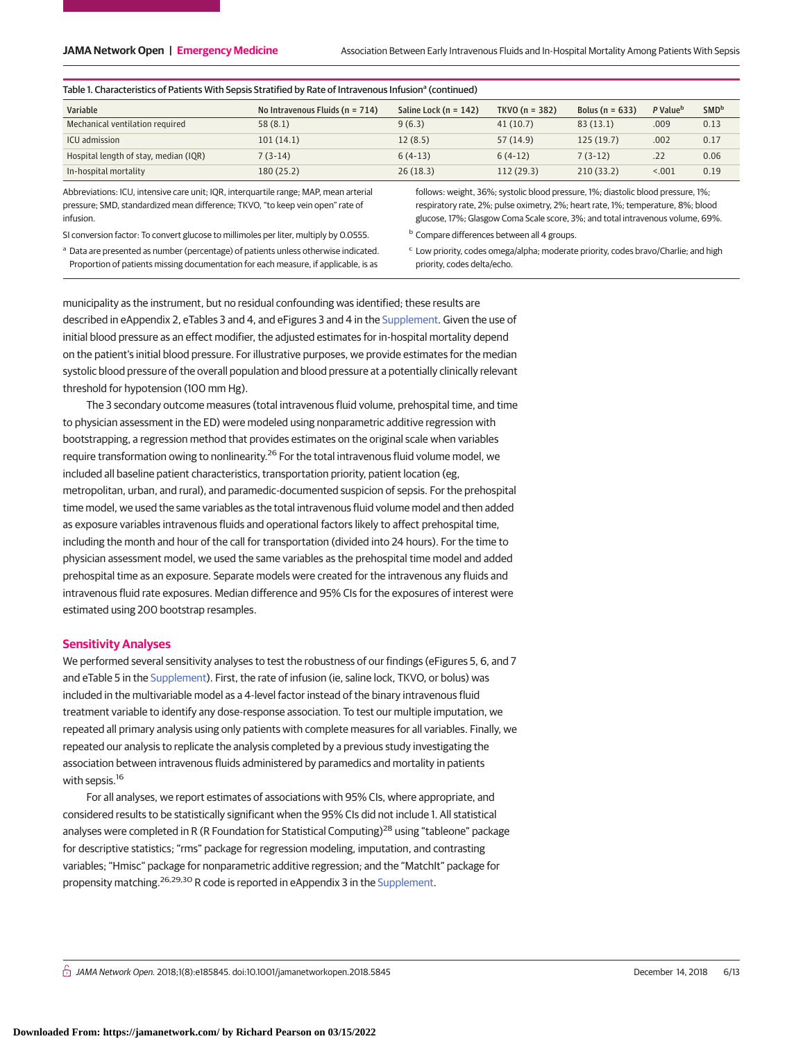Table 1. Characteristics of Patients With Sepsis Stratified by Rate of Intravenous Infusion[a] (continued)

| Variable | No Intravenous Fluids (n = 714) | Saline Lock (n = 142) | TKVO (n = 382) | Bolus (n = 633) | P Value[b] | SMD[b] |
|---|---|---|---|---|---|---|
| Mechanical ventilation required | 58 (8.1) | 9 (6.3) | 41 (10.7) | 83 (13.1) | .009 | 0.13 |
| ICU admission | 101 (14.1) | 12 (8.5) | 57 (14.9) | 125 (19.7) | .002 | 0.17 |
| Hospital length of stay, median (IQR) | 7 (3-14) | 6 (4-13) | 6 (4-12) | 7 (3-12) | .22 | 0.06 |
| In-hospital mortality | 180 (25.2) | 26 (18.3) | 112 (29.3) | 210 (33.2) | <.001 | 0.19 |

Abbreviations: ICU, intensive care unit; IQR, interquartile range; MAP, mean arterial pressure; SMD, standardized mean difference; TKVO, "to keep vein open" rate of infusion.

SI conversion factor: To convert glucose to millimoles per liter, multiply by 0.0555.

[a] Data are presented as number (percentage) of patients unless otherwise indicated. Proportion of patients missing documentation for each measure, if applicable, is as follows: weight, 36%; systolic blood pressure, 1%; diastolic blood pressure, 1%; respiratory rate, 2%; pulse oximetry, 2%; heart rate, 1%; temperature, 8%; blood glucose, 17%; Glasgow Coma Scale score, 3%; and total intravenous volume, 69%.

[b] Compare differences between all 4 groups.

[c] Low priority, codes omega/alpha; moderate priority, codes bravo/Charlie; and high priority, codes delta/echo.

municipality as the instrument, but no residual confounding was identified; these results are described in eAppendix 2, eTables 3 and 4, and eFigures 3 and 4 in the Supplement. Given the use of initial blood pressure as an effect modifier, the adjusted estimates for in-hospital mortality depend on the patient's initial blood pressure. For illustrative purposes, we provide estimates for the median systolic blood pressure of the overall population and blood pressure at a potentially clinically relevant threshold for hypotension (100 mm Hg).

The 3 secondary outcome measures (total intravenous fluid volume, prehospital time, and time to physician assessment in the ED) were modeled using nonparametric additive regression with bootstrapping, a regression method that provides estimates on the original scale when variables require transformation owing to nonlinearity.[26] For the total intravenous fluid volume model, we included all baseline patient characteristics, transportation priority, patient location (eg, metropolitan, urban, and rural), and paramedic-documented suspicion of sepsis. For the prehospital time model, we used the same variables as the total intravenous fluid volume model and then added as exposure variables intravenous fluids and operational factors likely to affect prehospital time, including the month and hour of the call for transportation (divided into 24 hours). For the time to physician assessment model, we used the same variables as the prehospital time model and added prehospital time as an exposure. Separate models were created for the intravenous any fluids and intravenous fluid rate exposures. Median difference and 95% CIs for the exposures of interest were estimated using 200 bootstrap resamples.

## Sensitivity Analyses

We performed several sensitivity analyses to test the robustness of our findings (eFigures 5, 6, and 7 and eTable 5 in the Supplement). First, the rate of infusion (ie, saline lock, TKVO, or bolus) was included in the multivariable model as a 4-level factor instead of the binary intravenous fluid treatment variable to identify any dose-response association. To test our multiple imputation, we repeated all primary analysis using only patients with complete measures for all variables. Finally, we repeated our analysis to replicate the analysis completed by a previous study investigating the association between intravenous fluids administered by paramedics and mortality in patients with sepsis.[16]

For all analyses, we report estimates of associations with 95% CIs, where appropriate, and considered results to be statistically significant when the 95% CIs did not include 1. All statistical analyses were completed in R (R Foundation for Statistical Computing)[28] using "tableone" package for descriptive statistics; "rms" package for regression modeling, imputation, and contrasting variables; "Hmisc" package for nonparametric additive regression; and the "MatchIt" package for propensity matching.[26,29,30] R code is reported in eAppendix 3 in the Supplement.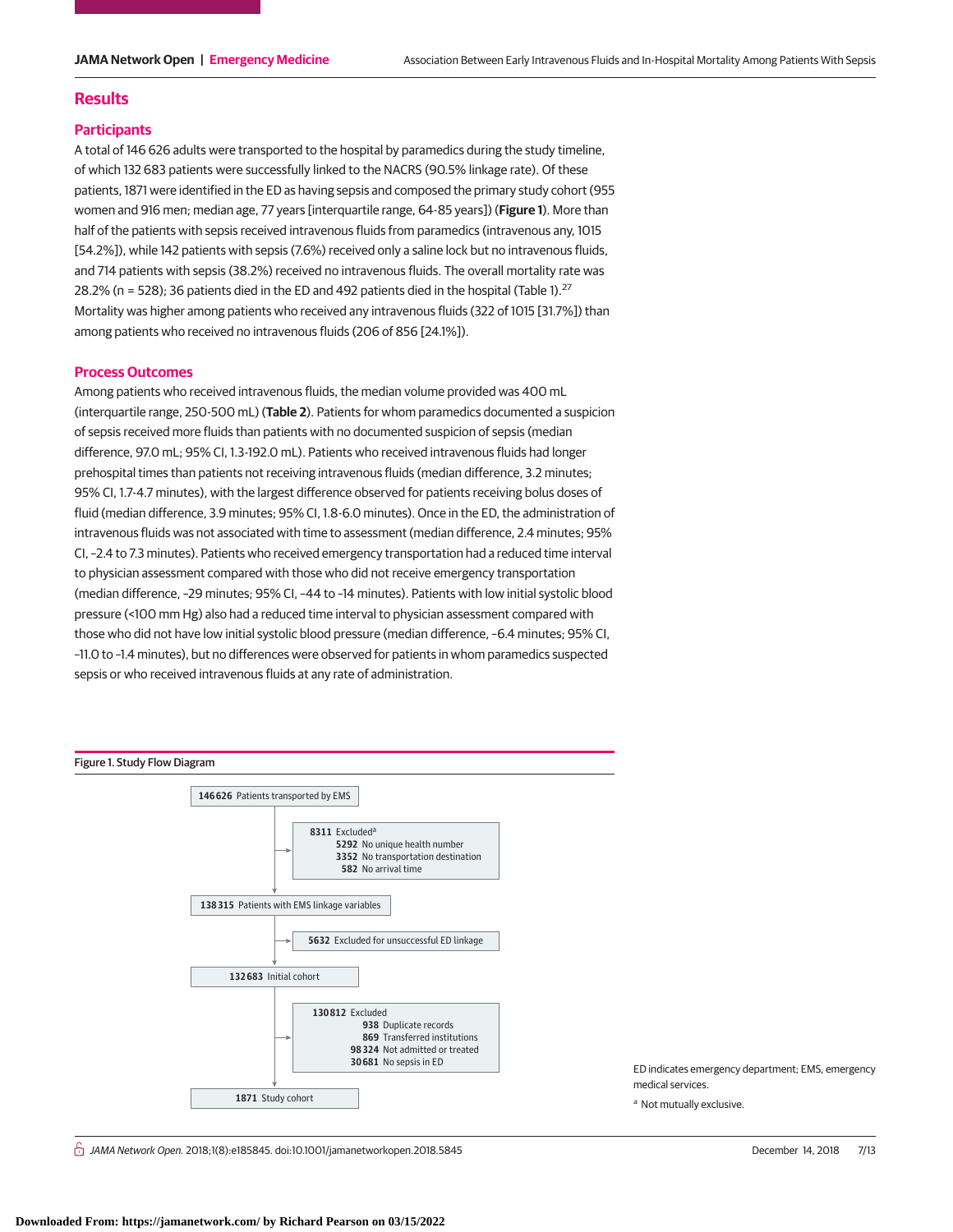## Results

### Participants

A total of 146 626 adults were transported to the hospital by paramedics during the study timeline, of which 132 683 patients were successfully linked to the NACRS (90.5% linkage rate). Of these patients, 1871 were identified in the ED as having sepsis and composed the primary study cohort (955 women and 916 men; median age, 77 years [interquartile range, 64-85 years]) (**Figure 1**). More than half of the patients with sepsis received intravenous fluids from paramedics (intravenous any, 1015 [54.2%]), while 142 patients with sepsis (7.6%) received only a saline lock but no intravenous fluids, and 714 patients with sepsis (38.2%) received no intravenous fluids. The overall mortality rate was 28.2% (n = 528); 36 patients died in the ED and 492 patients died in the hospital (Table 1).[27] Mortality was higher among patients who received any intravenous fluids (322 of 1015 [31.7%]) than among patients who received no intravenous fluids (206 of 856 [24.1%]).

### Process Outcomes

Among patients who received intravenous fluids, the median volume provided was 400 mL (interquartile range, 250-500 mL) (**Table 2**). Patients for whom paramedics documented a suspicion of sepsis received more fluids than patients with no documented suspicion of sepsis (median difference, 97.0 mL; 95% CI, 1.3-192.0 mL). Patients who received intravenous fluids had longer prehospital times than patients not receiving intravenous fluids (median difference, 3.2 minutes; 95% CI, 1.7-4.7 minutes), with the largest difference observed for patients receiving bolus doses of fluid (median difference, 3.9 minutes; 95% CI, 1.8-6.0 minutes). Once in the ED, the administration of intravenous fluids was not associated with time to assessment (median difference, 2.4 minutes; 95% CI, −2.4 to 7.3 minutes). Patients who received emergency transportation had a reduced time interval to physician assessment compared with those who did not receive emergency transportation (median difference, −29 minutes; 95% CI, −44 to −14 minutes). Patients with low initial systolic blood pressure (<100 mm Hg) also had a reduced time interval to physician assessment compared with those who did not have low initial systolic blood pressure (median difference, −6.4 minutes; 95% CI, −11.0 to −1.4 minutes), but no differences were observed for patients in whom paramedics suspected sepsis or who received intravenous fluids at any rate of administration.

Figure 1. Study Flow Diagram

- **146 626** Patients transported by EMS
  - **8311** Excluded[a]
    - **5292** No unique health number
    - **3352** No transportation destination
    - **582** No arrival time
- **138 315** Patients with EMS linkage variables
  - **5632** Excluded for unsuccessful ED linkage
- **132 683** Initial cohort
  - **130 812** Excluded
    - **938** Duplicate records
    - **869** Transferred institutions
    - **98 324** Not admitted or treated
    - **30 681** No sepsis in ED
- **1871** Study cohort

ED indicates emergency department; EMS, emergency medical services.

[a] Not mutually exclusive.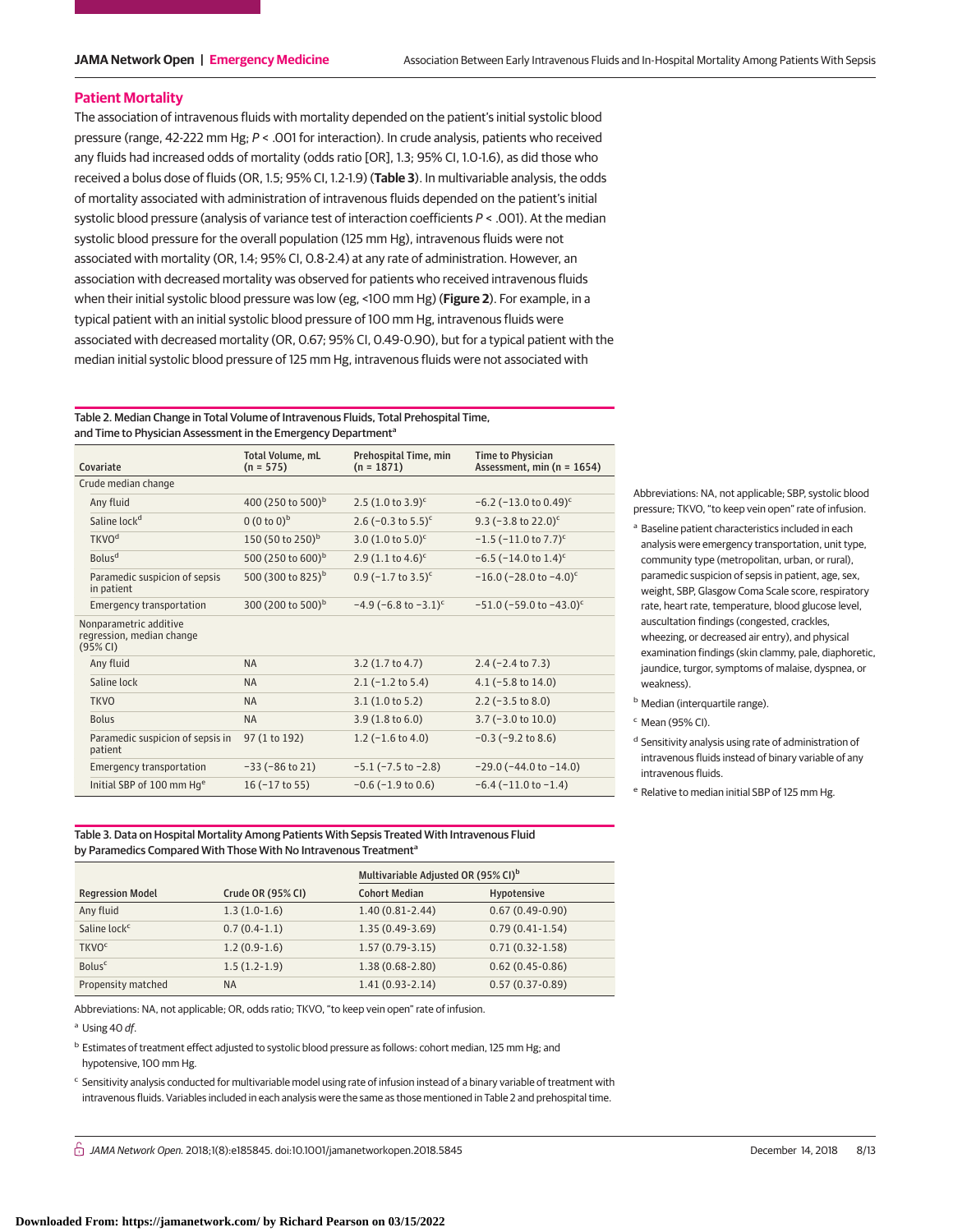## Patient Mortality

The association of intravenous fluids with mortality depended on the patient's initial systolic blood pressure (range, 42-222 mm Hg; $P < .001$ for interaction). In crude analysis, patients who received any fluids had increased odds of mortality (odds ratio [OR], 1.3; 95% CI, 1.0-1.6), as did those who received a bolus dose of fluids (OR, 1.5; 95% CI, 1.2-1.9) (**Table 3**). In multivariable analysis, the odds of mortality associated with administration of intravenous fluids depended on the patient's initial systolic blood pressure (analysis of variance test of interaction coefficients $P < .001$). At the median systolic blood pressure for the overall population (125 mm Hg), intravenous fluids were not associated with mortality (OR, 1.4; 95% CI, 0.8-2.4) at any rate of administration. However, an association with decreased mortality was observed for patients who received intravenous fluids when their initial systolic blood pressure was low (eg, <100 mm Hg) (**Figure 2**). For example, in a typical patient with an initial systolic blood pressure of 100 mm Hg, intravenous fluids were associated with decreased mortality (OR, 0.67; 95% CI, 0.49-0.90), but for a typical patient with the median initial systolic blood pressure of 125 mm Hg, intravenous fluids were not associated with

Table 2. Median Change in Total Volume of Intravenous Fluids, Total Prehospital Time, and Time to Physician Assessment in the Emergency Department[a]

| Covariate | Total Volume, mL (n = 575) | Prehospital Time, min (n = 1871) | Time to Physician Assessment, min (n = 1654) |
|---|---|---|---|
| Crude median change | | | |
| Any fluid | 400 (250 to 500)[b] | 2.5 (1.0 to 3.9)[c] | −6.2 (−13.0 to 0.49)[c] |
| Saline lock[d] | 0 (0 to 0)[b] | 2.6 (−0.3 to 5.5)[c] | 9.3 (−3.8 to 22.0)[c] |
| TKVO[d] | 150 (50 to 250)[b] | 3.0 (1.0 to 5.0)[c] | −1.5 (−11.0 to 7.7)[c] |
| Bolus[d] | 500 (250 to 600)[b] | 2.9 (1.1 to 4.6)[c] | −6.5 (−14.0 to 1.4)[c] |
| Paramedic suspicion of sepsis in patient | 500 (300 to 825)[b] | 0.9 (−1.7 to 3.5)[c] | −16.0 (−28.0 to −4.0)[c] |
| Emergency transportation | 300 (200 to 500)[b] | −4.9 (−6.8 to −3.1)[c] | −51.0 (−59.0 to −43.0)[c] |
| Nonparametric additive regression, median change (95% CI) | | | |
| Any fluid | NA | 3.2 (1.7 to 4.7) | 2.4 (−2.4 to 7.3) |
| Saline lock | NA | 2.1 (−1.2 to 5.4) | 4.1 (−5.8 to 14.0) |
| TKVO | NA | 3.1 (1.0 to 5.2) | 2.2 (−3.5 to 8.0) |
| Bolus | NA | 3.9 (1.8 to 6.0) | 3.7 (−3.0 to 10.0) |
| Paramedic suspicion of sepsis in patient | 97 (1 to 192) | 1.2 (−1.6 to 4.0) | −0.3 (−9.2 to 8.6) |
| Emergency transportation | −33 (−86 to 21) | −5.1 (−7.5 to −2.8) | −29.0 (−44.0 to −14.0) |
| Initial SBP of 100 mm Hg[e] | 16 (−17 to 55) | −0.6 (−1.9 to 0.6) | −6.4 (−11.0 to −1.4) |

Abbreviations: NA, not applicable; SBP, systolic blood pressure; TKVO, "to keep vein open" rate of infusion.

[a] Baseline patient characteristics included in each analysis were emergency transportation, unit type, community type (metropolitan, urban, or rural), paramedic suspicion of sepsis in patient, age, sex, weight, SBP, Glasgow Coma Scale score, respiratory rate, heart rate, temperature, blood glucose level, auscultation findings (congested, crackles, wheezing, or decreased air entry), and physical examination findings (skin clammy, pale, diaphoretic, jaundice, turgor, symptoms of malaise, dyspnea, or weakness).

[b] Median (interquartile range).

[c] Mean (95% CI).

[d] Sensitivity analysis using rate of administration of intravenous fluids instead of binary variable of any intravenous fluids.

[e] Relative to median initial SBP of 125 mm Hg.

Table 3. Data on Hospital Mortality Among Patients With Sepsis Treated With Intravenous Fluid by Paramedics Compared With Those With No Intravenous Treatment[a]

| Regression Model | Crude OR (95% CI) | Multivariable Adjusted OR (95% CI)[b] | |
|---|---|---|---|
| | | Cohort Median | Hypotensive |
| Any fluid | 1.3 (1.0-1.6) | 1.40 (0.81-2.44) | 0.67 (0.49-0.90) |
| Saline lock[c] | 0.7 (0.4-1.1) | 1.35 (0.49-3.69) | 0.79 (0.41-1.54) |
| TKVO[c] | 1.2 (0.9-1.6) | 1.57 (0.79-3.15) | 0.71 (0.32-1.58) |
| Bolus[c] | 1.5 (1.2-1.9) | 1.38 (0.68-2.80) | 0.62 (0.45-0.86) |
| Propensity matched | NA | 1.41 (0.93-2.14) | 0.57 (0.37-0.89) |

Abbreviations: NA, not applicable; OR, odds ratio; TKVO, "to keep vein open" rate of infusion.

[a] Using 40 *df*.

[b] Estimates of treatment effect adjusted to systolic blood pressure as follows: cohort median, 125 mm Hg; and hypotensive, 100 mm Hg.

[c] Sensitivity analysis conducted for multivariable model using rate of infusion instead of a binary variable of treatment with intravenous fluids. Variables included in each analysis were the same as those mentioned in Table 2 and prehospital time.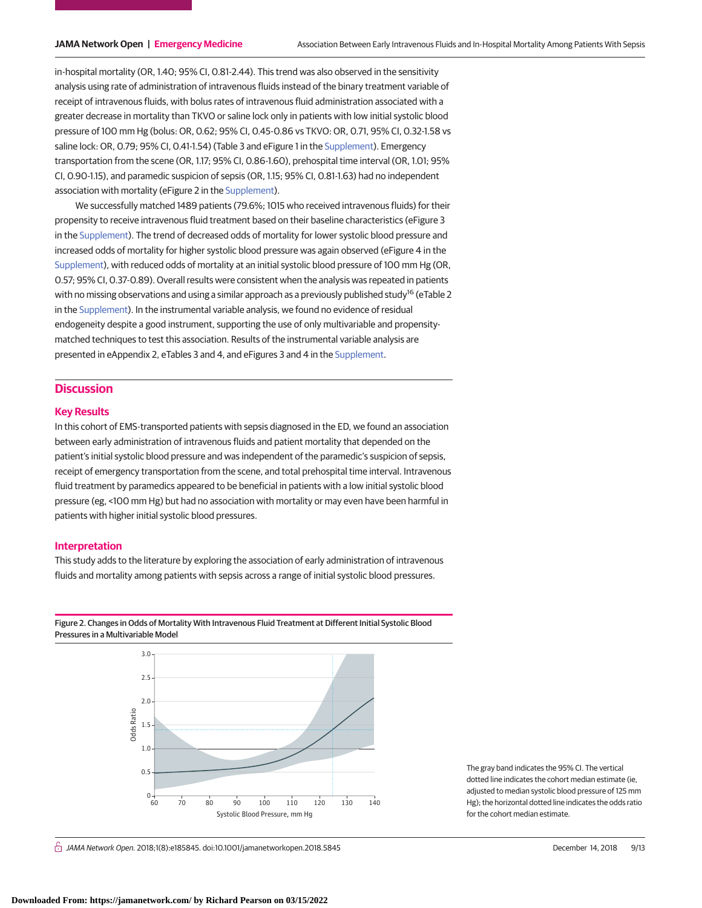in-hospital mortality (OR, 1.40; 95% CI, 0.81-2.44). This trend was also observed in the sensitivity analysis using rate of administration of intravenous fluids instead of the binary treatment variable of receipt of intravenous fluids, with bolus rates of intravenous fluid administration associated with a greater decrease in mortality than TKVO or saline lock only in patients with low initial systolic blood pressure of 100 mm Hg (bolus: OR, 0.62; 95% CI, 0.45-0.86 vs TKVO: OR, 0.71, 95% CI, 0.32-1.58 vs saline lock: OR, 0.79; 95% CI, 0.41-1.54) (Table 3 and eFigure 1 in the Supplement). Emergency transportation from the scene (OR, 1.17; 95% CI, 0.86-1.60), prehospital time interval (OR, 1.01; 95% CI, 0.90-1.15), and paramedic suspicion of sepsis (OR, 1.15; 95% CI, 0.81-1.63) had no independent association with mortality (eFigure 2 in the Supplement).

We successfully matched 1489 patients (79.6%; 1015 who received intravenous fluids) for their propensity to receive intravenous fluid treatment based on their baseline characteristics (eFigure 3 in the Supplement). The trend of decreased odds of mortality for lower systolic blood pressure and increased odds of mortality for higher systolic blood pressure was again observed (eFigure 4 in the Supplement), with reduced odds of mortality at an initial systolic blood pressure of 100 mm Hg (OR, 0.57; 95% CI, 0.37-0.89). Overall results were consistent when the analysis was repeated in patients with no missing observations and using a similar approach as a previously published study[16] (eTable 2 in the Supplement). In the instrumental variable analysis, we found no evidence of residual endogeneity despite a good instrument, supporting the use of only multivariable and propensity-matched techniques to test this association. Results of the instrumental variable analysis are presented in eAppendix 2, eTables 3 and 4, and eFigures 3 and 4 in the Supplement.

## Discussion

### Key Results

In this cohort of EMS-transported patients with sepsis diagnosed in the ED, we found an association between early administration of intravenous fluids and patient mortality that depended on the patient's initial systolic blood pressure and was independent of the paramedic's suspicion of sepsis, receipt of emergency transportation from the scene, and total prehospital time interval. Intravenous fluid treatment by paramedics appeared to be beneficial in patients with a low initial systolic blood pressure (eg, <100 mm Hg) but had no association with mortality or may even have been harmful in patients with higher initial systolic blood pressures.

### Interpretation

This study adds to the literature by exploring the association of early administration of intravenous fluids and mortality among patients with sepsis across a range of initial systolic blood pressures.

Figure 2. Changes in Odds of Mortality With Intravenous Fluid Treatment at Different Initial Systolic Blood Pressures in a Multivariable Model

The gray band indicates the 95% CI. The vertical dotted line indicates the cohort median estimate (ie, adjusted to median systolic blood pressure of 125 mm Hg); the horizontal dotted line indicates the odds ratio for the cohort median estimate.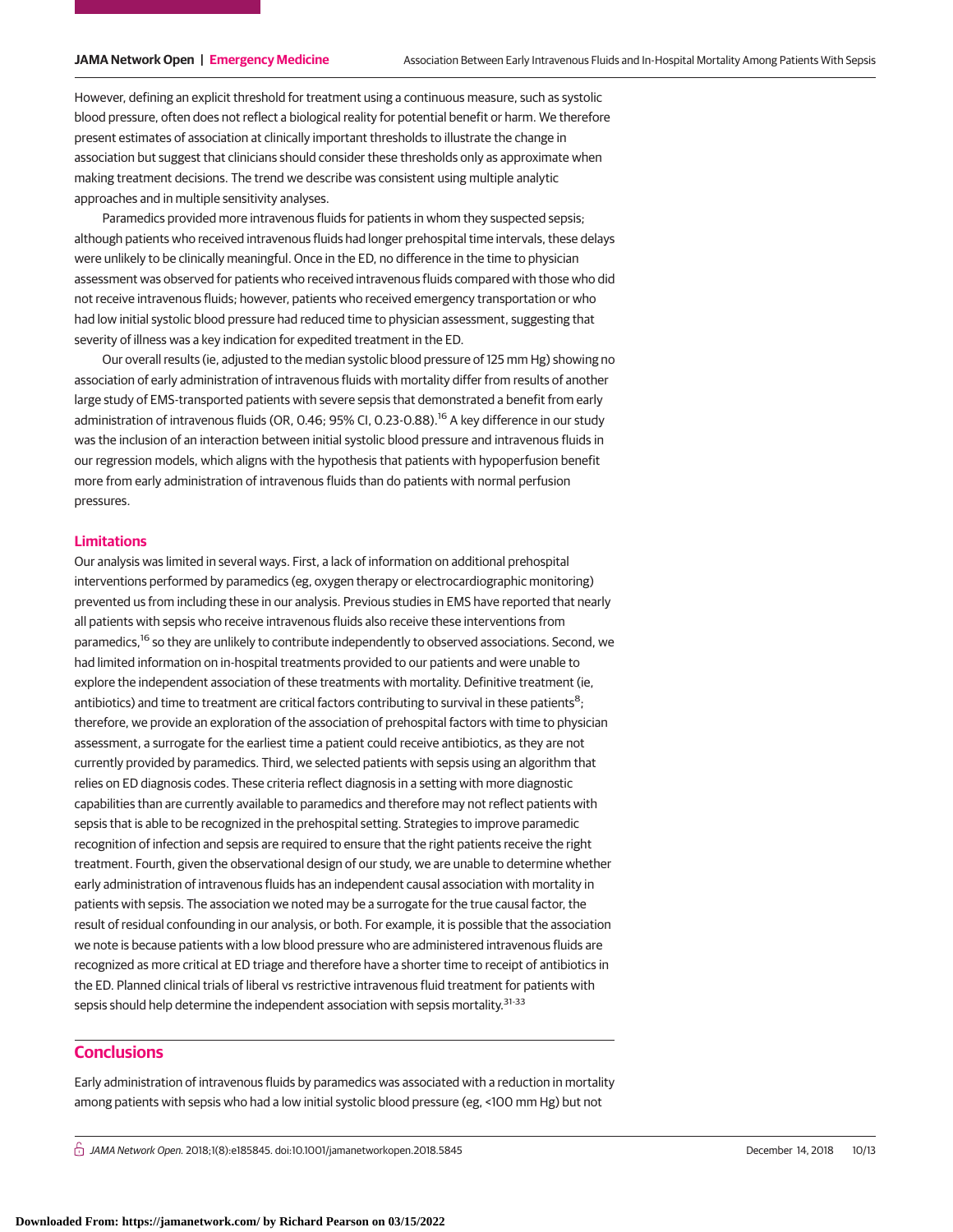However, defining an explicit threshold for treatment using a continuous measure, such as systolic blood pressure, often does not reflect a biological reality for potential benefit or harm. We therefore present estimates of association at clinically important thresholds to illustrate the change in association but suggest that clinicians should consider these thresholds only as approximate when making treatment decisions. The trend we describe was consistent using multiple analytic approaches and in multiple sensitivity analyses.

Paramedics provided more intravenous fluids for patients in whom they suspected sepsis; although patients who received intravenous fluids had longer prehospital time intervals, these delays were unlikely to be clinically meaningful. Once in the ED, no difference in the time to physician assessment was observed for patients who received intravenous fluids compared with those who did not receive intravenous fluids; however, patients who received emergency transportation or who had low initial systolic blood pressure had reduced time to physician assessment, suggesting that severity of illness was a key indication for expedited treatment in the ED.

Our overall results (ie, adjusted to the median systolic blood pressure of 125 mm Hg) showing no association of early administration of intravenous fluids with mortality differ from results of another large study of EMS-transported patients with severe sepsis that demonstrated a benefit from early administration of intravenous fluids (OR, 0.46; 95% CI, 0.23-0.88).[16] A key difference in our study was the inclusion of an interaction between initial systolic blood pressure and intravenous fluids in our regression models, which aligns with the hypothesis that patients with hypoperfusion benefit more from early administration of intravenous fluids than do patients with normal perfusion pressures.

## Limitations

Our analysis was limited in several ways. First, a lack of information on additional prehospital interventions performed by paramedics (eg, oxygen therapy or electrocardiographic monitoring) prevented us from including these in our analysis. Previous studies in EMS have reported that nearly all patients with sepsis who receive intravenous fluids also receive these interventions from paramedics,[16] so they are unlikely to contribute independently to observed associations. Second, we had limited information on in-hospital treatments provided to our patients and were unable to explore the independent association of these treatments with mortality. Definitive treatment (ie, antibiotics) and time to treatment are critical factors contributing to survival in these patients[8]; therefore, we provide an exploration of the association of prehospital factors with time to physician assessment, a surrogate for the earliest time a patient could receive antibiotics, as they are not currently provided by paramedics. Third, we selected patients with sepsis using an algorithm that relies on ED diagnosis codes. These criteria reflect diagnosis in a setting with more diagnostic capabilities than are currently available to paramedics and therefore may not reflect patients with sepsis that is able to be recognized in the prehospital setting. Strategies to improve paramedic recognition of infection and sepsis are required to ensure that the right patients receive the right treatment. Fourth, given the observational design of our study, we are unable to determine whether early administration of intravenous fluids has an independent causal association with mortality in patients with sepsis. The association we noted may be a surrogate for the true causal factor, the result of residual confounding in our analysis, or both. For example, it is possible that the association we note is because patients with a low blood pressure who are administered intravenous fluids are recognized as more critical at ED triage and therefore have a shorter time to receipt of antibiotics in the ED. Planned clinical trials of liberal vs restrictive intravenous fluid treatment for patients with sepsis should help determine the independent association with sepsis mortality.[31-33]

## Conclusions

Early administration of intravenous fluids by paramedics was associated with a reduction in mortality among patients with sepsis who had a low initial systolic blood pressure (eg, <100 mm Hg) but not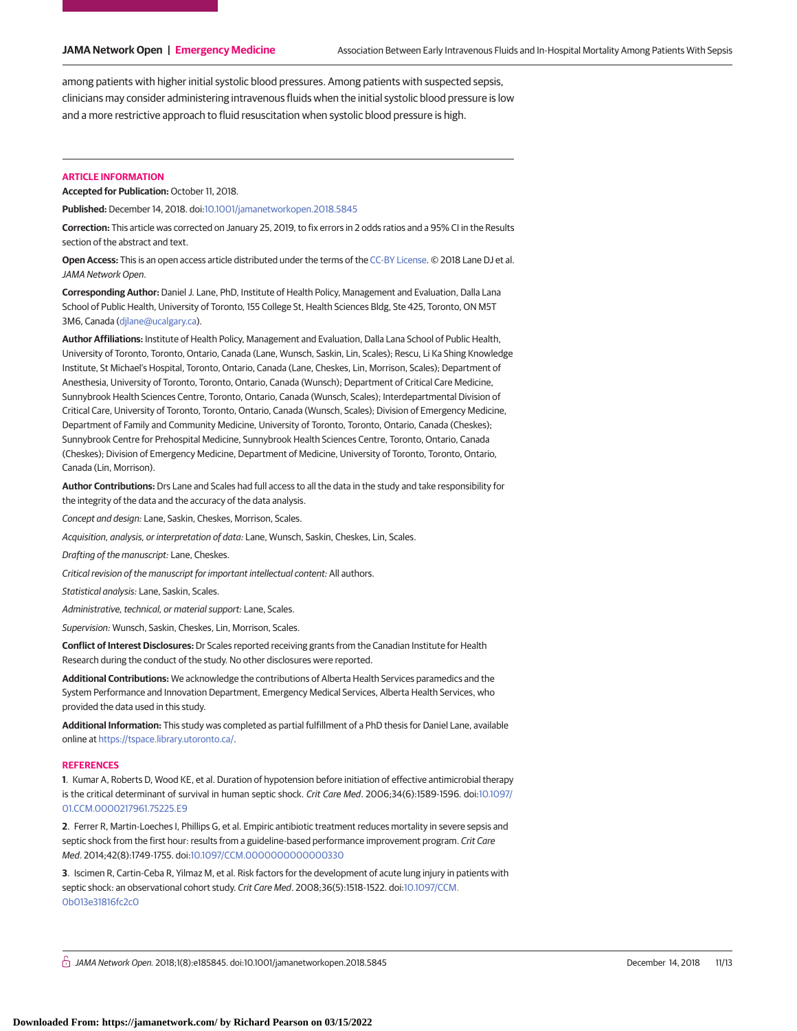among patients with higher initial systolic blood pressures. Among patients with suspected sepsis, clinicians may consider administering intravenous fluids when the initial systolic blood pressure is low and a more restrictive approach to fluid resuscitation when systolic blood pressure is high.

## ARTICLE INFORMATION

**Accepted for Publication:** October 11, 2018.

**Published:** December 14, 2018. doi:10.1001/jamanetworkopen.2018.5845

**Correction:** This article was corrected on January 25, 2019, to fix errors in 2 odds ratios and a 95% CI in the Results section of the abstract and text.

**Open Access:** This is an open access article distributed under the terms of the CC-BY License. © 2018 Lane DJ et al. *JAMA Network Open*.

**Corresponding Author:** Daniel J. Lane, PhD, Institute of Health Policy, Management and Evaluation, Dalla Lana School of Public Health, University of Toronto, 155 College St, Health Sciences Bldg, Ste 425, Toronto, ON M5T 3M6, Canada (djlane@ucalgary.ca).

**Author Affiliations:** Institute of Health Policy, Management and Evaluation, Dalla Lana School of Public Health, University of Toronto, Toronto, Ontario, Canada (Lane, Wunsch, Saskin, Lin, Scales); Rescu, Li Ka Shing Knowledge Institute, St Michael's Hospital, Toronto, Ontario, Canada (Lane, Cheskes, Lin, Morrison, Scales); Department of Anesthesia, University of Toronto, Toronto, Ontario, Canada (Wunsch); Department of Critical Care Medicine, Sunnybrook Health Sciences Centre, Toronto, Ontario, Canada (Wunsch, Scales); Interdepartmental Division of Critical Care, University of Toronto, Toronto, Ontario, Canada (Wunsch, Scales); Division of Emergency Medicine, Department of Family and Community Medicine, University of Toronto, Toronto, Ontario, Canada (Cheskes); Sunnybrook Centre for Prehospital Medicine, Sunnybrook Health Sciences Centre, Toronto, Ontario, Canada (Cheskes); Division of Emergency Medicine, Department of Medicine, University of Toronto, Toronto, Ontario, Canada (Lin, Morrison).

**Author Contributions:** Drs Lane and Scales had full access to all the data in the study and take responsibility for the integrity of the data and the accuracy of the data analysis.

*Concept and design:* Lane, Saskin, Cheskes, Morrison, Scales.

*Acquisition, analysis, or interpretation of data:* Lane, Wunsch, Saskin, Cheskes, Lin, Scales.

*Drafting of the manuscript:* Lane, Cheskes.

*Critical revision of the manuscript for important intellectual content:* All authors.

*Statistical analysis:* Lane, Saskin, Scales.

*Administrative, technical, or material support:* Lane, Scales.

*Supervision:* Wunsch, Saskin, Cheskes, Lin, Morrison, Scales.

**Conflict of Interest Disclosures:** Dr Scales reported receiving grants from the Canadian Institute for Health Research during the conduct of the study. No other disclosures were reported.

**Additional Contributions:** We acknowledge the contributions of Alberta Health Services paramedics and the System Performance and Innovation Department, Emergency Medical Services, Alberta Health Services, who provided the data used in this study.

**Additional Information:** This study was completed as partial fulfillment of a PhD thesis for Daniel Lane, available online at https://tspace.library.utoronto.ca/.

## REFERENCES

**1**. Kumar A, Roberts D, Wood KE, et al. Duration of hypotension before initiation of effective antimicrobial therapy is the critical determinant of survival in human septic shock. *Crit Care Med*. 2006;34(6):1589-1596. doi:10.1097/01.CCM.0000217961.75225.E9

**2**. Ferrer R, Martin-Loeches I, Phillips G, et al. Empiric antibiotic treatment reduces mortality in severe sepsis and septic shock from the first hour: results from a guideline-based performance improvement program. *Crit Care Med*. 2014;42(8):1749-1755. doi:10.1097/CCM.0000000000000330

**3**. Iscimen R, Cartin-Ceba R, Yilmaz M, et al. Risk factors for the development of acute lung injury in patients with septic shock: an observational cohort study. *Crit Care Med*. 2008;36(5):1518-1522. doi:10.1097/CCM.0b013e31816fc2c0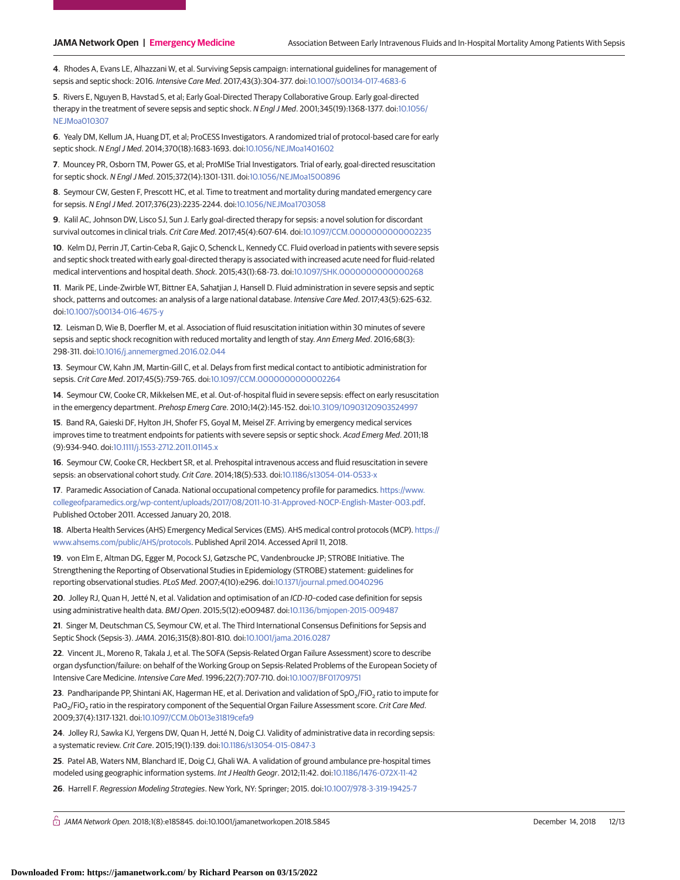4. Rhodes A, Evans LE, Alhazzani W, et al. Surviving Sepsis campaign: international guidelines for management of sepsis and septic shock: 2016. *Intensive Care Med*. 2017;43(3):304-377. doi:10.1007/s00134-017-4683-6

5. Rivers E, Nguyen B, Havstad S, et al; Early Goal-Directed Therapy Collaborative Group. Early goal-directed therapy in the treatment of severe sepsis and septic shock. *N Engl J Med*. 2001;345(19):1368-1377. doi:10.1056/NEJMoa010307

6. Yealy DM, Kellum JA, Huang DT, et al; ProCESS Investigators. A randomized trial of protocol-based care for early septic shock. *N Engl J Med*. 2014;370(18):1683-1693. doi:10.1056/NEJMoa1401602

7. Mouncey PR, Osborn TM, Power GS, et al; ProMISe Trial Investigators. Trial of early, goal-directed resuscitation for septic shock. *N Engl J Med*. 2015;372(14):1301-1311. doi:10.1056/NEJMoa1500896

8. Seymour CW, Gesten F, Prescott HC, et al. Time to treatment and mortality during mandated emergency care for sepsis. *N Engl J Med*. 2017;376(23):2235-2244. doi:10.1056/NEJMoa1703058

9. Kalil AC, Johnson DW, Lisco SJ, Sun J. Early goal-directed therapy for sepsis: a novel solution for discordant survival outcomes in clinical trials. *Crit Care Med*. 2017;45(4):607-614. doi:10.1097/CCM.0000000000002235

10. Kelm DJ, Perrin JT, Cartin-Ceba R, Gajic O, Schenck L, Kennedy CC. Fluid overload in patients with severe sepsis and septic shock treated with early goal-directed therapy is associated with increased acute need for fluid-related medical interventions and hospital death. *Shock*. 2015;43(1):68-73. doi:10.1097/SHK.0000000000000268

11. Marik PE, Linde-Zwirble WT, Bittner EA, Sahatjian J, Hansell D. Fluid administration in severe sepsis and septic shock, patterns and outcomes: an analysis of a large national database. *Intensive Care Med*. 2017;43(5):625-632. doi:10.1007/s00134-016-4675-y

12. Leisman D, Wie B, Doerfler M, et al. Association of fluid resuscitation initiation within 30 minutes of severe sepsis and septic shock recognition with reduced mortality and length of stay. *Ann Emerg Med*. 2016;68(3):298-311. doi:10.1016/j.annemergmed.2016.02.044

13. Seymour CW, Kahn JM, Martin-Gill C, et al. Delays from first medical contact to antibiotic administration for sepsis. *Crit Care Med*. 2017;45(5):759-765. doi:10.1097/CCM.0000000000002264

14. Seymour CW, Cooke CR, Mikkelsen ME, et al. Out-of-hospital fluid in severe sepsis: effect on early resuscitation in the emergency department. *Prehosp Emerg Care*. 2010;14(2):145-152. doi:10.3109/10903120903524997

15. Band RA, Gaieski DF, Hylton JH, Shofer FS, Goyal M, Meisel ZF. Arriving by emergency medical services improves time to treatment endpoints for patients with severe sepsis or septic shock. *Acad Emerg Med*. 2011;18(9):934-940. doi:10.1111/j.1553-2712.2011.01145.x

16. Seymour CW, Cooke CR, Heckbert SR, et al. Prehospital intravenous access and fluid resuscitation in severe sepsis: an observational cohort study. *Crit Care*. 2014;18(5):533. doi:10.1186/s13054-014-0533-x

17. Paramedic Association of Canada. National occupational competency profile for paramedics. https://www.collegeofparamedics.org/wp-content/uploads/2017/08/2011-10-31-Approved-NOCP-English-Master-003.pdf. Published October 2011. Accessed January 20, 2018.

18. Alberta Health Services (AHS) Emergency Medical Services (EMS). AHS medical control protocols (MCP). https://www.ahsems.com/public/AHS/protocols. Published April 2014. Accessed April 11, 2018.

19. von Elm E, Altman DG, Egger M, Pocock SJ, Gøtzsche PC, Vandenbroucke JP; STROBE Initiative. The Strengthening the Reporting of Observational Studies in Epidemiology (STROBE) statement: guidelines for reporting observational studies. *PLoS Med*. 2007;4(10):e296. doi:10.1371/journal.pmed.0040296

20. Jolley RJ, Quan H, Jetté N, et al. Validation and optimisation of an *ICD-10*–coded case definition for sepsis using administrative health data. *BMJ Open*. 2015;5(12):e009487. doi:10.1136/bmjopen-2015-009487

21. Singer M, Deutschman CS, Seymour CW, et al. The Third International Consensus Definitions for Sepsis and Septic Shock (Sepsis-3). *JAMA*. 2016;315(8):801-810. doi:10.1001/jama.2016.0287

22. Vincent JL, Moreno R, Takala J, et al. The SOFA (Sepsis-Related Organ Failure Assessment) score to describe organ dysfunction/failure: on behalf of the Working Group on Sepsis-Related Problems of the European Society of Intensive Care Medicine. *Intensive Care Med*. 1996;22(7):707-710. doi:10.1007/BF01709751

23. Pandharipande PP, Shintani AK, Hagerman HE, et al. Derivation and validation of $SpO_2/FiO_2$ ratio to impute for $PaO_2/FiO_2$ ratio in the respiratory component of the Sequential Organ Failure Assessment score. *Crit Care Med*. 2009;37(4):1317-1321. doi:10.1097/CCM.0b013e31819cefa9

24. Jolley RJ, Sawka KJ, Yergens DW, Quan H, Jetté N, Doig CJ. Validity of administrative data in recording sepsis: a systematic review. *Crit Care*. 2015;19(1):139. doi:10.1186/s13054-015-0847-3

25. Patel AB, Waters NM, Blanchard IE, Doig CJ, Ghali WA. A validation of ground ambulance pre-hospital times modeled using geographic information systems. *Int J Health Geogr*. 2012;11:42. doi:10.1186/1476-072X-11-42

26. Harrell F. *Regression Modeling Strategies*. New York, NY: Springer; 2015. doi:10.1007/978-3-319-19425-7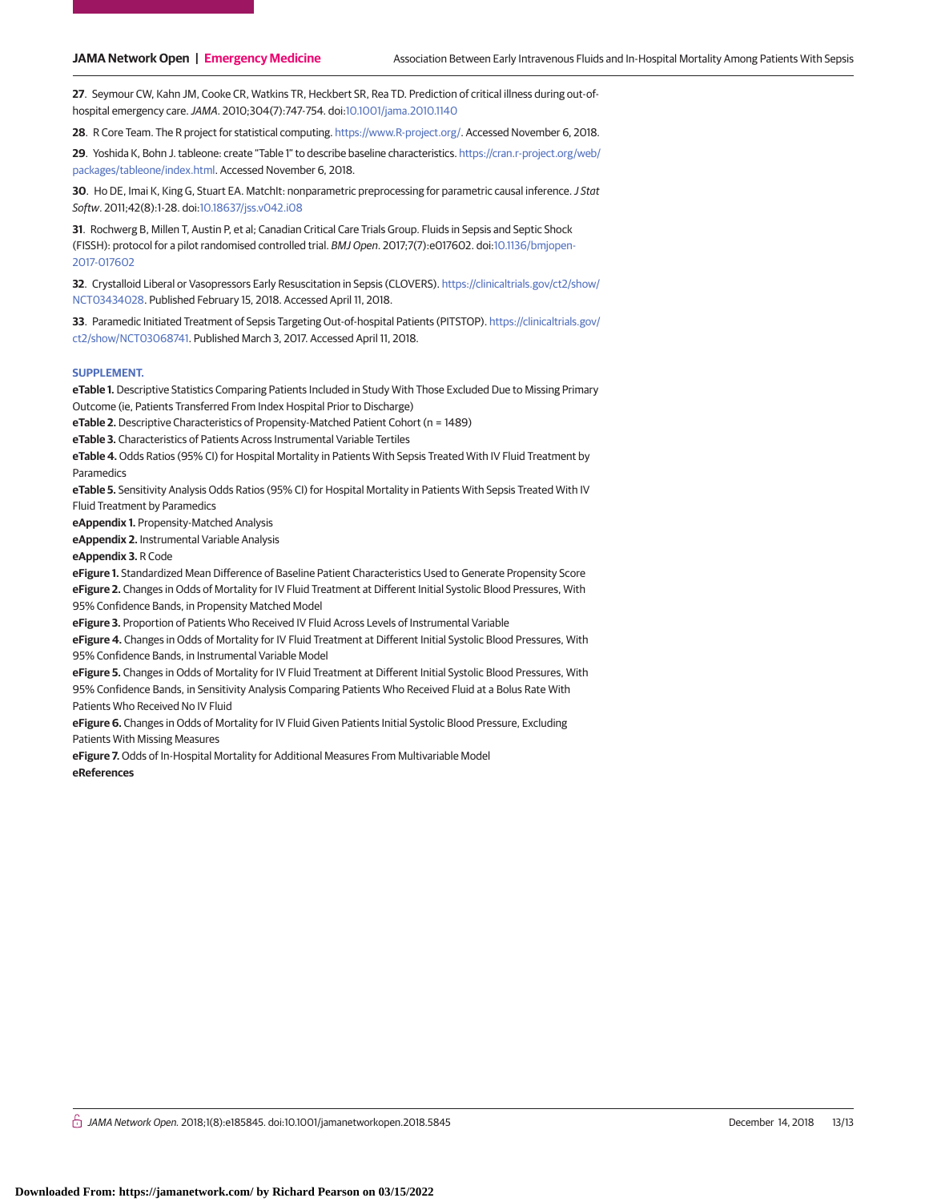27. Seymour CW, Kahn JM, Cooke CR, Watkins TR, Heckbert SR, Rea TD. Prediction of critical illness during out-of-hospital emergency care. *JAMA*. 2010;304(7):747-754. doi:10.1001/jama.2010.1140

28. R Core Team. The R project for statistical computing. https://www.R-project.org/. Accessed November 6, 2018.

29. Yoshida K, Bohn J. tableone: create "Table 1" to describe baseline characteristics. https://cran.r-project.org/web/packages/tableone/index.html. Accessed November 6, 2018.

30. Ho DE, Imai K, King G, Stuart EA. MatchIt: nonparametric preprocessing for parametric causal inference. *J Stat Softw*. 2011;42(8):1-28. doi:10.18637/jss.v042.i08

31. Rochwerg B, Millen T, Austin P, et al; Canadian Critical Care Trials Group. Fluids in Sepsis and Septic Shock (FISSH): protocol for a pilot randomised controlled trial. *BMJ Open*. 2017;7(7):e017602. doi:10.1136/bmjopen-2017-017602

32. Crystalloid Liberal or Vasopressors Early Resuscitation in Sepsis (CLOVERS). https://clinicaltrials.gov/ct2/show/NCT03434028. Published February 15, 2018. Accessed April 11, 2018.

33. Paramedic Initiated Treatment of Sepsis Targeting Out-of-hospital Patients (PITSTOP). https://clinicaltrials.gov/ct2/show/NCT03068741. Published March 3, 2017. Accessed April 11, 2018.

**SUPPLEMENT.**

**eTable 1.** Descriptive Statistics Comparing Patients Included in Study With Those Excluded Due to Missing Primary Outcome (ie, Patients Transferred From Index Hospital Prior to Discharge)
**eTable 2.** Descriptive Characteristics of Propensity-Matched Patient Cohort (n = 1489)
**eTable 3.** Characteristics of Patients Across Instrumental Variable Tertiles
**eTable 4.** Odds Ratios (95% CI) for Hospital Mortality in Patients With Sepsis Treated With IV Fluid Treatment by Paramedics
**eTable 5.** Sensitivity Analysis Odds Ratios (95% CI) for Hospital Mortality in Patients With Sepsis Treated With IV Fluid Treatment by Paramedics
**eAppendix 1.** Propensity-Matched Analysis
**eAppendix 2.** Instrumental Variable Analysis
**eAppendix 3.** R Code
**eFigure 1.** Standardized Mean Difference of Baseline Patient Characteristics Used to Generate Propensity Score
**eFigure 2.** Changes in Odds of Mortality for IV Fluid Treatment at Different Initial Systolic Blood Pressures, With 95% Confidence Bands, in Propensity Matched Model
**eFigure 3.** Proportion of Patients Who Received IV Fluid Across Levels of Instrumental Variable
**eFigure 4.** Changes in Odds of Mortality for IV Fluid Treatment at Different Initial Systolic Blood Pressures, With 95% Confidence Bands, in Instrumental Variable Model
**eFigure 5.** Changes in Odds of Mortality for IV Fluid Treatment at Different Initial Systolic Blood Pressures, With 95% Confidence Bands, in Sensitivity Analysis Comparing Patients Who Received Fluid at a Bolus Rate With Patients Who Received No IV Fluid
**eFigure 6.** Changes in Odds of Mortality for IV Fluid Given Patients Initial Systolic Blood Pressure, Excluding Patients With Missing Measures
**eFigure 7.** Odds of In-Hospital Mortality for Additional Measures From Multivariable Model
**eReferences**